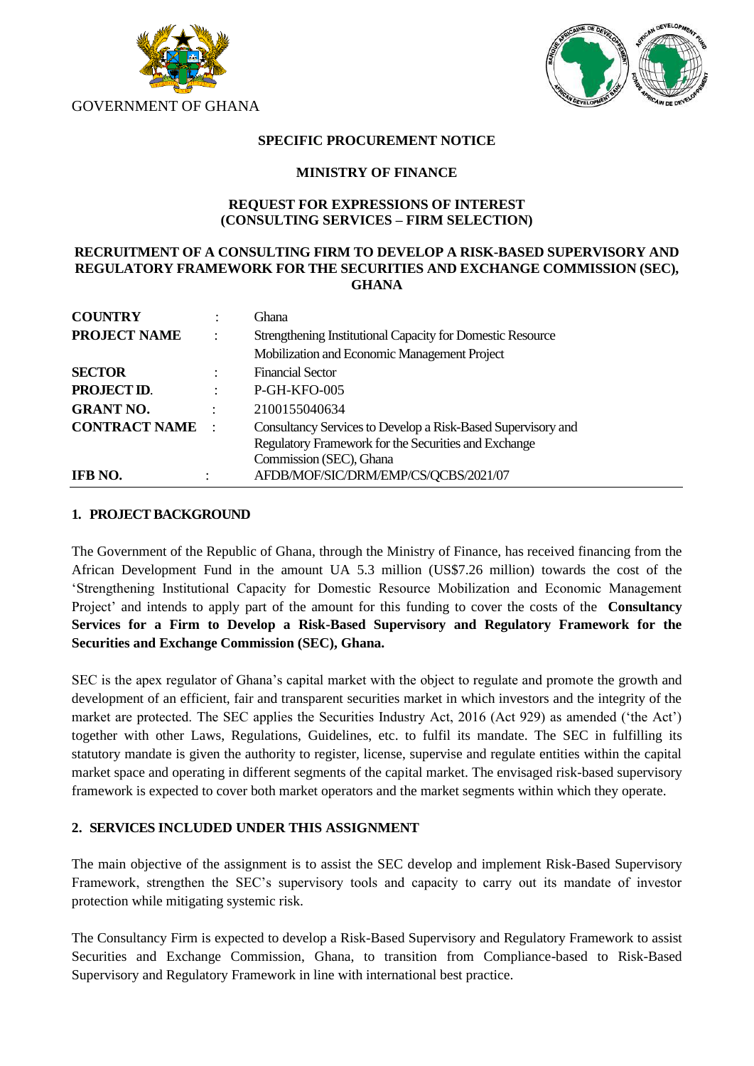GOVERNMENT OF GHANA

**SPECIFIC PROCUREMENT NOTICE**

**MINISTRY OF FINANCE**

**REQUEST FOR EXPRESSIONS OF INTEREST**
**(CONSULTING SERVICES – FIRM SELECTION)**

**RECRUITMENT OF A CONSULTING FIRM TO DEVELOP A RISK-BASED SUPERVISORY AND REGULATORY FRAMEWORK FOR THE SECURITIES AND EXCHANGE COMMISSION (SEC), GHANA**

| | | |
|---|---|---|
| **COUNTRY** | : | Ghana |
| **PROJECT NAME** | : | Strengthening Institutional Capacity for Domestic Resource Mobilization and Economic Management Project |
| **SECTOR** | : | Financial Sector |
| **PROJECT ID.** | : | P-GH-KFO-005 |
| **GRANT NO.** | : | 2100155040634 |
| **CONTRACT NAME** | : | Consultancy Services to Develop a Risk-Based Supervisory and Regulatory Framework for the Securities and Exchange Commission (SEC), Ghana |
| **IFB NO.** | : | AFDB/MOF/SIC/DRM/EMP/CS/QCBS/2021/07 |

## 1. PROJECT BACKGROUND

The Government of the Republic of Ghana, through the Ministry of Finance, has received financing from the African Development Fund in the amount UA 5.3 million (US$7.26 million) towards the cost of the 'Strengthening Institutional Capacity for Domestic Resource Mobilization and Economic Management Project' and intends to apply part of the amount for this funding to cover the costs of the **Consultancy Services for a Firm to Develop a Risk-Based Supervisory and Regulatory Framework for the Securities and Exchange Commission (SEC), Ghana.**

SEC is the apex regulator of Ghana's capital market with the object to regulate and promote the growth and development of an efficient, fair and transparent securities market in which investors and the integrity of the market are protected. The SEC applies the Securities Industry Act, 2016 (Act 929) as amended ('the Act') together with other Laws, Regulations, Guidelines, etc. to fulfil its mandate. The SEC in fulfilling its statutory mandate is given the authority to register, license, supervise and regulate entities within the capital market space and operating in different segments of the capital market. The envisaged risk-based supervisory framework is expected to cover both market operators and the market segments within which they operate.

## 2. SERVICES INCLUDED UNDER THIS ASSIGNMENT

The main objective of the assignment is to assist the SEC develop and implement Risk-Based Supervisory Framework, strengthen the SEC's supervisory tools and capacity to carry out its mandate of investor protection while mitigating systemic risk.

The Consultancy Firm is expected to develop a Risk-Based Supervisory and Regulatory Framework to assist Securities and Exchange Commission, Ghana, to transition from Compliance-based to Risk-Based Supervisory and Regulatory Framework in line with international best practice.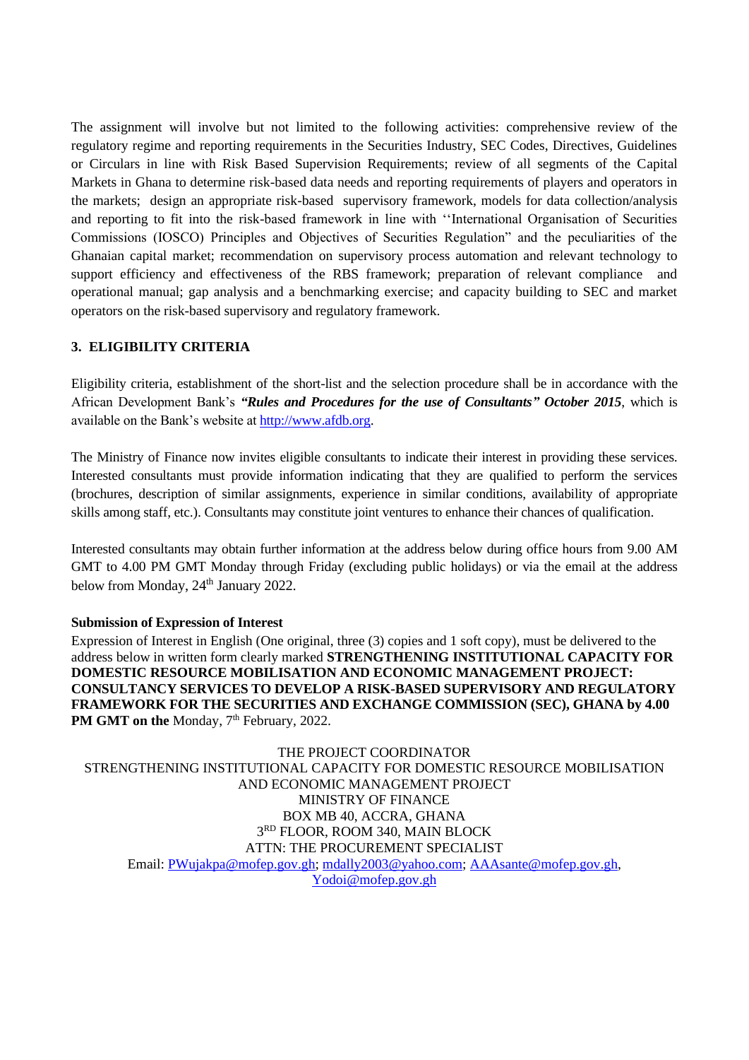The assignment will involve but not limited to the following activities: comprehensive review of the regulatory regime and reporting requirements in the Securities Industry, SEC Codes, Directives, Guidelines or Circulars in line with Risk Based Supervision Requirements; review of all segments of the Capital Markets in Ghana to determine risk-based data needs and reporting requirements of players and operators in the markets; design an appropriate risk-based supervisory framework, models for data collection/analysis and reporting to fit into the risk-based framework in line with ''International Organisation of Securities Commissions (IOSCO) Principles and Objectives of Securities Regulation" and the peculiarities of the Ghanaian capital market; recommendation on supervisory process automation and relevant technology to support efficiency and effectiveness of the RBS framework; preparation of relevant compliance and operational manual; gap analysis and a benchmarking exercise; and capacity building to SEC and market operators on the risk-based supervisory and regulatory framework.

### 3. ELIGIBILITY CRITERIA

Eligibility criteria, establishment of the short-list and the selection procedure shall be in accordance with the African Development Bank's ***"Rules and Procedures for the use of Consultants" October 2015***, which is available on the Bank's website at http://www.afdb.org.

The Ministry of Finance now invites eligible consultants to indicate their interest in providing these services. Interested consultants must provide information indicating that they are qualified to perform the services (brochures, description of similar assignments, experience in similar conditions, availability of appropriate skills among staff, etc.). Consultants may constitute joint ventures to enhance their chances of qualification.

Interested consultants may obtain further information at the address below during office hours from 9.00 AM GMT to 4.00 PM GMT Monday through Friday (excluding public holidays) or via the email at the address below from Monday, 24th January 2022.

**Submission of Expression of Interest**

Expression of Interest in English (One original, three (3) copies and 1 soft copy), must be delivered to the address below in written form clearly marked **STRENGTHENING INSTITUTIONAL CAPACITY FOR DOMESTIC RESOURCE MOBILISATION AND ECONOMIC MANAGEMENT PROJECT: CONSULTANCY SERVICES TO DEVELOP A RISK-BASED SUPERVISORY AND REGULATORY FRAMEWORK FOR THE SECURITIES AND EXCHANGE COMMISSION (SEC), GHANA by 4.00 PM GMT on the** Monday, 7th February, 2022.

THE PROJECT COORDINATOR
STRENGTHENING INSTITUTIONAL CAPACITY FOR DOMESTIC RESOURCE MOBILISATION AND ECONOMIC MANAGEMENT PROJECT
MINISTRY OF FINANCE
BOX MB 40, ACCRA, GHANA
3RD FLOOR, ROOM 340, MAIN BLOCK
ATTN: THE PROCUREMENT SPECIALIST
Email: PWujakpa@mofep.gov.gh; mdally2003@yahoo.com; AAAsante@mofep.gov.gh, Yodoi@mofep.gov.gh